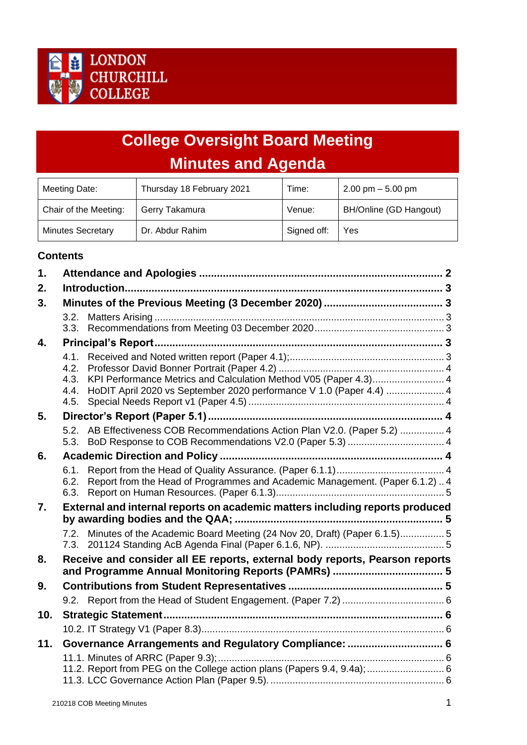LONDON
CHURCHILL
COLLEGE

# College Oversight Board Meeting
# Minutes and Agenda

| Meeting Date: | Thursday 18 February 2021 | Time: | 2.00 pm – 5.00 pm |
|---|---|---|---|
| Chair of the Meeting: | Gerry Takamura | Venue: | BH/Online (GD Hangout) |
| Minutes Secretary | Dr. Abdur Rahim | Signed off: | Yes |

**Contents**

**1. Attendance and Apologies ..... 2**

**2. Introduction ..... 3**

**3. Minutes of the Previous Meeting (3 December 2020) ..... 3**

- 3.2. Matters Arising ..... 3
- 3.3. Recommendations from Meeting 03 December 2020 ..... 3

**4. Principal's Report ..... 3**

- 4.1. Received and Noted written report (Paper 4.1); ..... 3
- 4.2. Professor David Bonner Portrait (Paper 4.2) ..... 4
- 4.3. KPI Performance Metrics and Calculation Method V05 (Paper 4.3) ..... 4
- 4.4. HoDIT April 2020 vs September 2020 performance V 1.0 (Paper 4.4) ..... 4
- 4.5. Special Needs Report v1 (Paper 4.5) ..... 4

**5. Director's Report (Paper 5.1) ..... 4**

- 5.2. AB Effectiveness COB Recommendations Action Plan V2.0. (Paper 5.2) ..... 4
- 5.3. BoD Response to COB Recommendations V2.0 (Paper 5.3) ..... 4

**6. Academic Direction and Policy ..... 4**

- 6.1. Report from the Head of Quality Assurance. (Paper 6.1.1) ..... 4
- 6.2. Report from the Head of Programmes and Academic Management. (Paper 6.1.2) ..... 4
- 6.3. Report on Human Resources. (Paper 6.1.3) ..... 5

**7. External and internal reports on academic matters including reports produced by awarding bodies and the QAA; ..... 5**

- 7.2. Minutes of the Academic Board Meeting (24 Nov 20, Draft) (Paper 6.1.5) ..... 5
- 7.3. 201124 Standing AcB Agenda Final (Paper 6.1.6, NP). ..... 5

**8. Receive and consider all EE reports, external body reports, Pearson reports and Programme Annual Monitoring Reports (PAMRs) ..... 5**

**9. Contributions from Student Representatives ..... 5**

- 9.2. Report from the Head of Student Engagement. (Paper 7.2) ..... 6

**10. Strategic Statement ..... 6**

- 10.2. IT Strategy V1 (Paper 8.3) ..... 6

**11. Governance Arrangements and Regulatory Compliance: ..... 6**

- 11.1. Minutes of ARRC (Paper 9.3); ..... 6
- 11.2. Report from PEG on the College action plans (Papers 9.4, 9.4a); ..... 6
- 11.3. LCC Governance Action Plan (Paper 9.5). ..... 6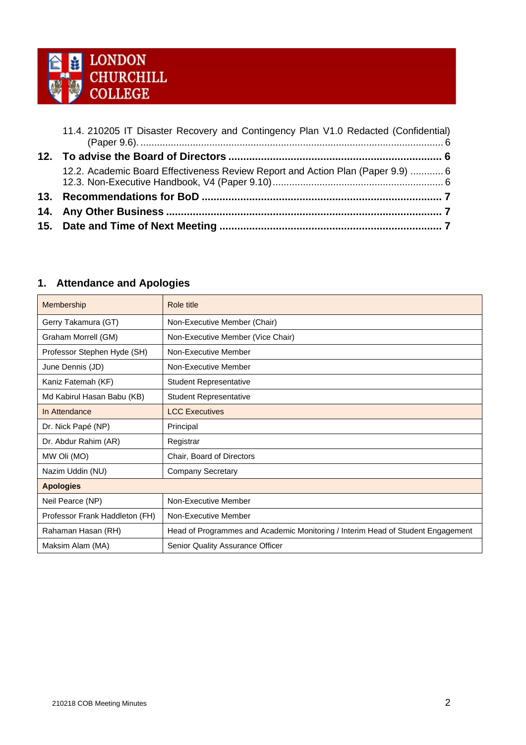11.4. 210205 IT Disaster Recovery and Contingency Plan V1.0 Redacted (Confidential) (Paper 9.6). .......... 6

**12. To advise the Board of Directors .......... 6**

12.2. Academic Board Effectiveness Review Report and Action Plan (Paper 9.9) .......... 6
12.3. Non-Executive Handbook, V4 (Paper 9.10) .......... 6

**13. Recommendations for BoD .......... 7**

**14. Any Other Business .......... 7**

**15. Date and Time of Next Meeting .......... 7**

## 1. Attendance and Apologies

| Membership | Role title |
|---|---|
| Gerry Takamura (GT) | Non-Executive Member (Chair) |
| Graham Morrell (GM) | Non-Executive Member (Vice Chair) |
| Professor Stephen Hyde (SH) | Non-Executive Member |
| June Dennis (JD) | Non-Executive Member |
| Kaniz Fatemah (KF) | Student Representative |
| Md Kabirul Hasan Babu (KB) | Student Representative |
| In Attendance | LCC Executives |
| Dr. Nick Papé (NP) | Principal |
| Dr. Abdur Rahim (AR) | Registrar |
| MW Oli (MO) | Chair, Board of Directors |
| Nazim Uddin (NU) | Company Secretary |
| **Apologies** | |
| Neil Pearce (NP) | Non-Executive Member |
| Professor Frank Haddleton (FH) | Non-Executive Member |
| Rahaman Hasan (RH) | Head of Programmes and Academic Monitoring / Interim Head of Student Engagement |
| Maksim Alam (MA) | Senior Quality Assurance Officer |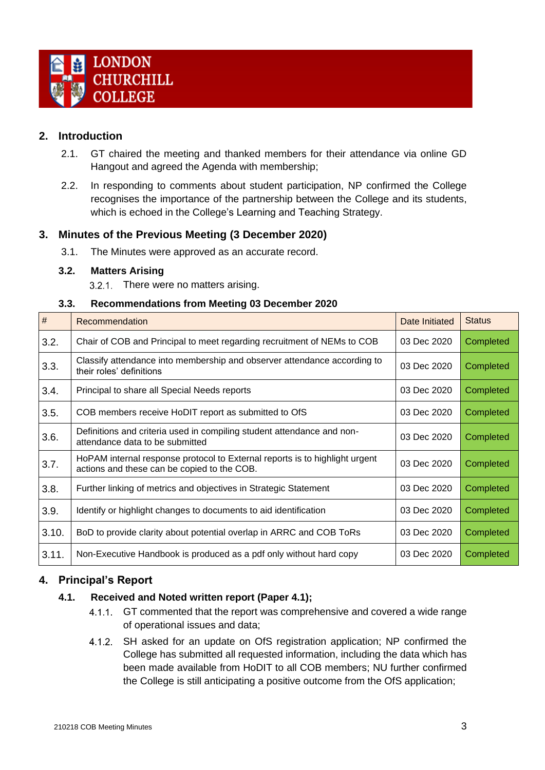## 2. Introduction

2.1. GT chaired the meeting and thanked members for their attendance via online GD Hangout and agreed the Agenda with membership;

2.2. In responding to comments about student participation, NP confirmed the College recognises the importance of the partnership between the College and its students, which is echoed in the College's Learning and Teaching Strategy.

## 3. Minutes of the Previous Meeting (3 December 2020)

3.1. The Minutes were approved as an accurate record.

### 3.2. Matters Arising

3.2.1. There were no matters arising.

### 3.3. Recommendations from Meeting 03 December 2020

| # | Recommendation | Date Initiated | Status |
|---|---|---|---|
| 3.2. | Chair of COB and Principal to meet regarding recruitment of NEMs to COB | 03 Dec 2020 | Completed |
| 3.3. | Classify attendance into membership and observer attendance according to their roles' definitions | 03 Dec 2020 | Completed |
| 3.4. | Principal to share all Special Needs reports | 03 Dec 2020 | Completed |
| 3.5. | COB members receive HoDIT report as submitted to OfS | 03 Dec 2020 | Completed |
| 3.6. | Definitions and criteria used in compiling student attendance and non-attendance data to be submitted | 03 Dec 2020 | Completed |
| 3.7. | HoPAM internal response protocol to External reports is to highlight urgent actions and these can be copied to the COB. | 03 Dec 2020 | Completed |
| 3.8. | Further linking of metrics and objectives in Strategic Statement | 03 Dec 2020 | Completed |
| 3.9. | Identify or highlight changes to documents to aid identification | 03 Dec 2020 | Completed |
| 3.10. | BoD to provide clarity about potential overlap in ARRC and COB ToRs | 03 Dec 2020 | Completed |
| 3.11. | Non-Executive Handbook is produced as a pdf only without hard copy | 03 Dec 2020 | Completed |

## 4. Principal's Report

### 4.1. Received and Noted written report (Paper 4.1);

4.1.1. GT commented that the report was comprehensive and covered a wide range of operational issues and data;

4.1.2. SH asked for an update on OfS registration application; NP confirmed the College has submitted all requested information, including the data which has been made available from HoDIT to all COB members; NU further confirmed the College is still anticipating a positive outcome from the OfS application;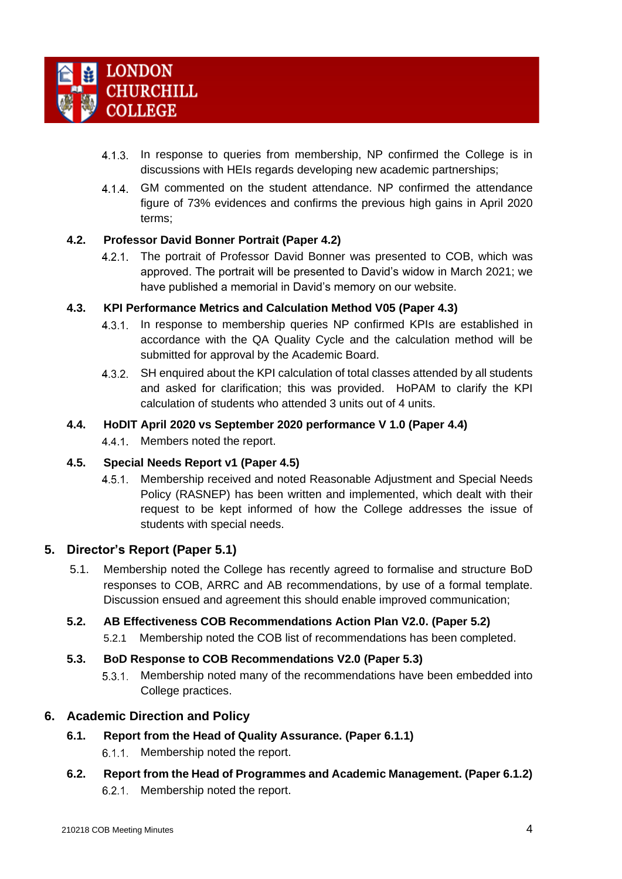4.1.3. In response to queries from membership, NP confirmed the College is in discussions with HEIs regards developing new academic partnerships;

4.1.4. GM commented on the student attendance. NP confirmed the attendance figure of 73% evidences and confirms the previous high gains in April 2020 terms;

### 4.2. Professor David Bonner Portrait (Paper 4.2)

4.2.1. The portrait of Professor David Bonner was presented to COB, which was approved. The portrait will be presented to David's widow in March 2021; we have published a memorial in David's memory on our website.

### 4.3. KPI Performance Metrics and Calculation Method V05 (Paper 4.3)

4.3.1. In response to membership queries NP confirmed KPIs are established in accordance with the QA Quality Cycle and the calculation method will be submitted for approval by the Academic Board.

4.3.2. SH enquired about the KPI calculation of total classes attended by all students and asked for clarification; this was provided. HoPAM to clarify the KPI calculation of students who attended 3 units out of 4 units.

### 4.4. HoDIT April 2020 vs September 2020 performance V 1.0 (Paper 4.4)

4.4.1. Members noted the report.

### 4.5. Special Needs Report v1 (Paper 4.5)

4.5.1. Membership received and noted Reasonable Adjustment and Special Needs Policy (RASNEP) has been written and implemented, which dealt with their request to be kept informed of how the College addresses the issue of students with special needs.

## 5. Director's Report (Paper 5.1)

5.1. Membership noted the College has recently agreed to formalise and structure BoD responses to COB, ARRC and AB recommendations, by use of a formal template. Discussion ensued and agreement this should enable improved communication;

### 5.2. AB Effectiveness COB Recommendations Action Plan V2.0. (Paper 5.2)

5.2.1 Membership noted the COB list of recommendations has been completed.

### 5.3. BoD Response to COB Recommendations V2.0 (Paper 5.3)

5.3.1. Membership noted many of the recommendations have been embedded into College practices.

## 6. Academic Direction and Policy

### 6.1. Report from the Head of Quality Assurance. (Paper 6.1.1)

6.1.1. Membership noted the report.

### 6.2. Report from the Head of Programmes and Academic Management. (Paper 6.1.2)

6.2.1. Membership noted the report.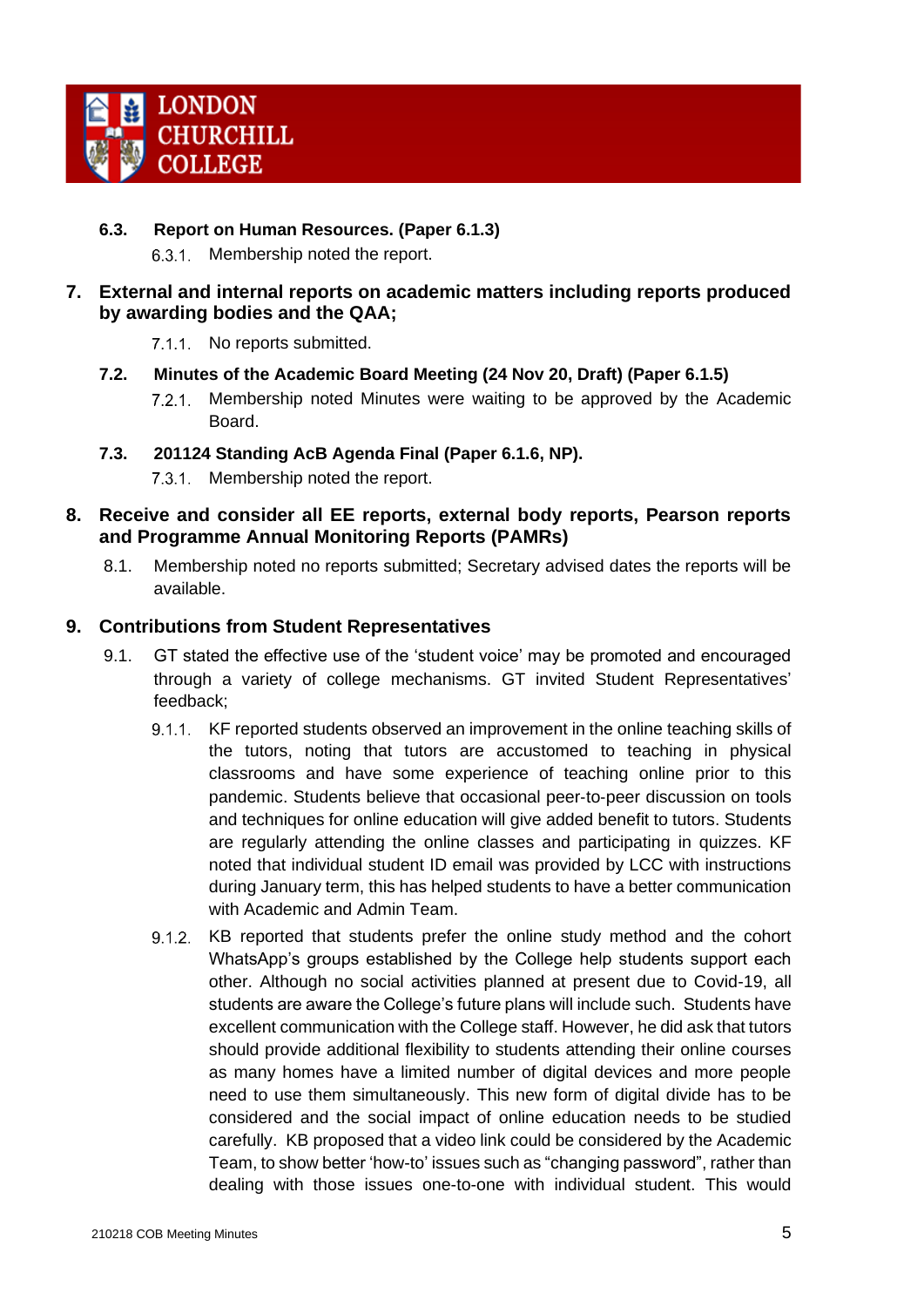### 6.3. Report on Human Resources. (Paper 6.1.3)

6.3.1. Membership noted the report.

## 7. External and internal reports on academic matters including reports produced by awarding bodies and the QAA;

7.1.1. No reports submitted.

### 7.2. Minutes of the Academic Board Meeting (24 Nov 20, Draft) (Paper 6.1.5)

7.2.1. Membership noted Minutes were waiting to be approved by the Academic Board.

### 7.3. 201124 Standing AcB Agenda Final (Paper 6.1.6, NP).

7.3.1. Membership noted the report.

## 8. Receive and consider all EE reports, external body reports, Pearson reports and Programme Annual Monitoring Reports (PAMRs)

8.1. Membership noted no reports submitted; Secretary advised dates the reports will be available.

## 9. Contributions from Student Representatives

9.1. GT stated the effective use of the 'student voice' may be promoted and encouraged through a variety of college mechanisms. GT invited Student Representatives' feedback;

9.1.1. KF reported students observed an improvement in the online teaching skills of the tutors, noting that tutors are accustomed to teaching in physical classrooms and have some experience of teaching online prior to this pandemic. Students believe that occasional peer-to-peer discussion on tools and techniques for online education will give added benefit to tutors. Students are regularly attending the online classes and participating in quizzes. KF noted that individual student ID email was provided by LCC with instructions during January term, this has helped students to have a better communication with Academic and Admin Team.

9.1.2. KB reported that students prefer the online study method and the cohort WhatsApp's groups established by the College help students support each other. Although no social activities planned at present due to Covid-19, all students are aware the College's future plans will include such. Students have excellent communication with the College staff. However, he did ask that tutors should provide additional flexibility to students attending their online courses as many homes have a limited number of digital devices and more people need to use them simultaneously. This new form of digital divide has to be considered and the social impact of online education needs to be studied carefully. KB proposed that a video link could be considered by the Academic Team, to show better 'how-to' issues such as "changing password", rather than dealing with those issues one-to-one with individual student. This would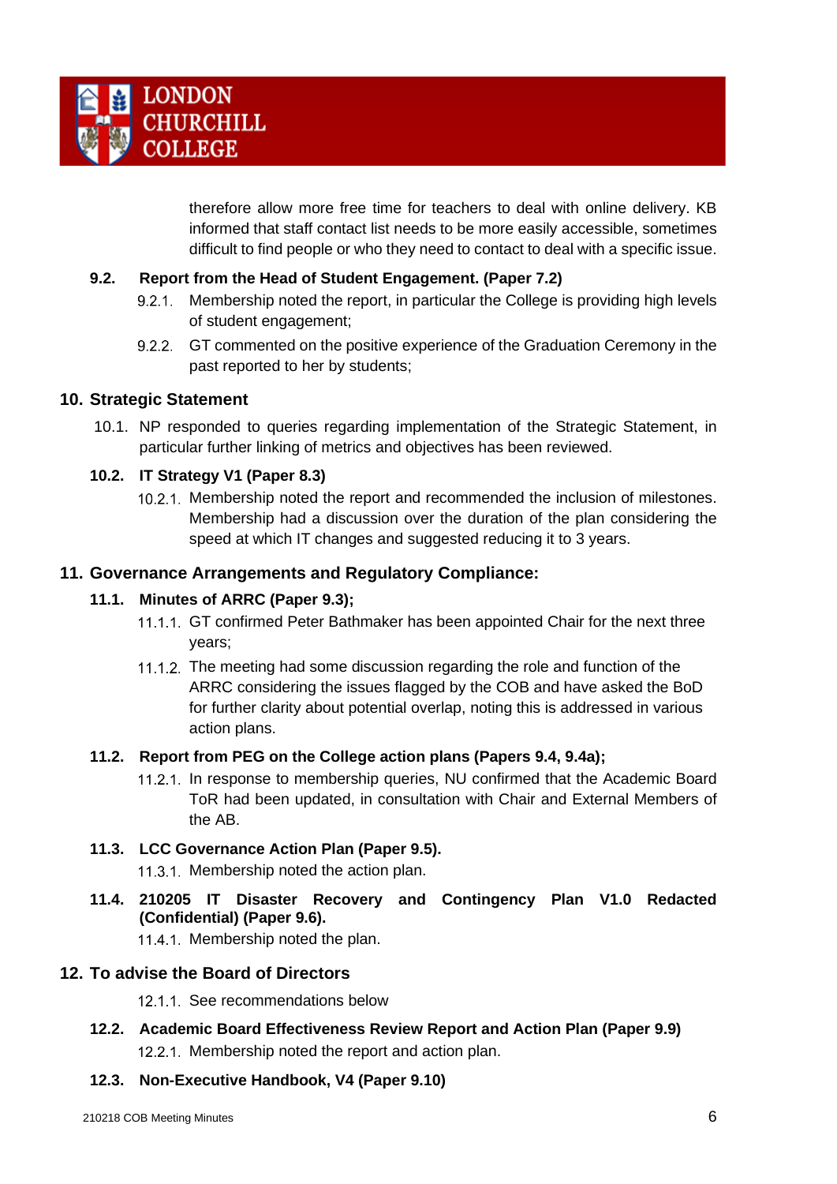therefore allow more free time for teachers to deal with online delivery. KB informed that staff contact list needs to be more easily accessible, sometimes difficult to find people or who they need to contact to deal with a specific issue.

### 9.2. Report from the Head of Student Engagement. (Paper 7.2)

9.2.1. Membership noted the report, in particular the College is providing high levels of student engagement;

9.2.2. GT commented on the positive experience of the Graduation Ceremony in the past reported to her by students;

## 10. Strategic Statement

10.1. NP responded to queries regarding implementation of the Strategic Statement, in particular further linking of metrics and objectives has been reviewed.

### 10.2. IT Strategy V1 (Paper 8.3)

10.2.1. Membership noted the report and recommended the inclusion of milestones. Membership had a discussion over the duration of the plan considering the speed at which IT changes and suggested reducing it to 3 years.

## 11. Governance Arrangements and Regulatory Compliance:

### 11.1. Minutes of ARRC (Paper 9.3);

11.1.1. GT confirmed Peter Bathmaker has been appointed Chair for the next three years;

11.1.2. The meeting had some discussion regarding the role and function of the ARRC considering the issues flagged by the COB and have asked the BoD for further clarity about potential overlap, noting this is addressed in various action plans.

### 11.2. Report from PEG on the College action plans (Papers 9.4, 9.4a);

11.2.1. In response to membership queries, NU confirmed that the Academic Board ToR had been updated, in consultation with Chair and External Members of the AB.

### 11.3. LCC Governance Action Plan (Paper 9.5).

11.3.1. Membership noted the action plan.

### 11.4. 210205 IT Disaster Recovery and Contingency Plan V1.0 Redacted (Confidential) (Paper 9.6).

11.4.1. Membership noted the plan.

## 12. To advise the Board of Directors

12.1.1. See recommendations below

### 12.2. Academic Board Effectiveness Review Report and Action Plan (Paper 9.9)

12.2.1. Membership noted the report and action plan.

### 12.3. Non-Executive Handbook, V4 (Paper 9.10)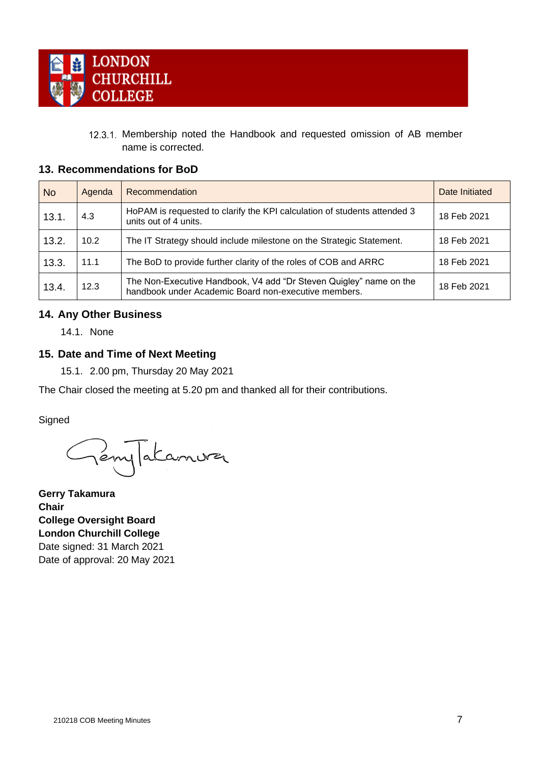12.3.1. Membership noted the Handbook and requested omission of AB member name is corrected.

## 13. Recommendations for BoD

| No | Agenda | Recommendation | Date Initiated |
|---|---|---|---|
| 13.1. | 4.3 | HoPAM is requested to clarify the KPI calculation of students attended 3 units out of 4 units. | 18 Feb 2021 |
| 13.2. | 10.2 | The IT Strategy should include milestone on the Strategic Statement. | 18 Feb 2021 |
| 13.3. | 11.1 | The BoD to provide further clarity of the roles of COB and ARRC | 18 Feb 2021 |
| 13.4. | 12.3 | The Non-Executive Handbook, V4 add “Dr Steven Quigley” name on the handbook under Academic Board non-executive members. | 18 Feb 2021 |

## 14. Any Other Business

14.1. None

## 15. Date and Time of Next Meeting

15.1. 2.00 pm, Thursday 20 May 2021

The Chair closed the meeting at 5.20 pm and thanked all for their contributions.

Signed

Gerry Takamura

**Gerry Takamura**
**Chair**
**College Oversight Board**
**London Churchill College**
Date signed: 31 March 2021
Date of approval: 20 May 2021